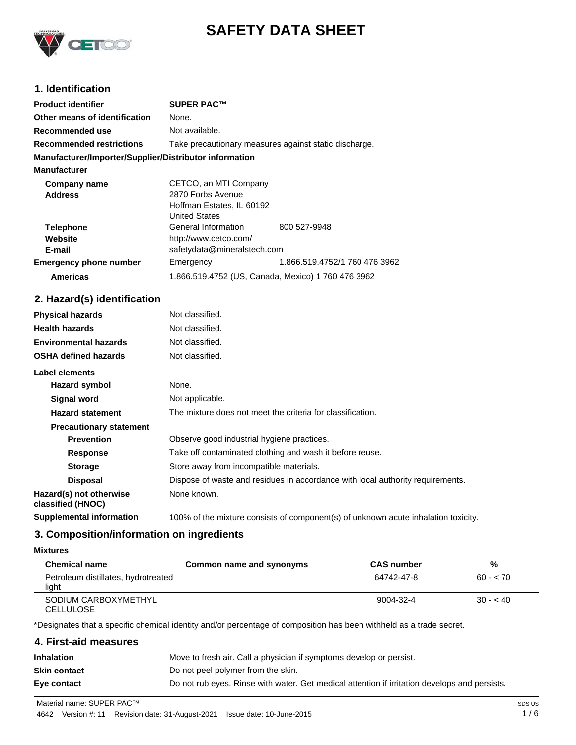# SAFETY DATA SHEET

## 1. Identification

| | |
|---|---|
| **Product identifier** | **SUPER PAC™** |
| **Other means of identification** | None. |
| **Recommended use** | Not available. |
| **Recommended restrictions** | Take precautionary measures against static discharge. |

**Manufacturer/Importer/Supplier/Distributor information**

**Manufacturer**

| | | |
|---|---|---|
| **Company name** | CETCO, an MTI Company | |
| **Address** | 2870 Forbs Avenue<br>Hoffman Estates, IL 60192<br>United States | |
| **Telephone** | General Information | 800 527-9948 |
| **Website** | http://www.cetco.com/ | |
| **E-mail** | safetydata@mineralstech.com | |
| **Emergency phone number** | Emergency | 1.866.519.4752/1 760 476 3962 |
| **Americas** | 1.866.519.4752 (US, Canada, Mexico) 1 760 476 3962 | |

## 2. Hazard(s) identification

| | |
|---|---|
| **Physical hazards** | Not classified. |
| **Health hazards** | Not classified. |
| **Environmental hazards** | Not classified. |
| **OSHA defined hazards** | Not classified. |

**Label elements**

| | |
|---|---|
| **Hazard symbol** | None. |
| **Signal word** | Not applicable. |
| **Hazard statement** | The mixture does not meet the criteria for classification. |
| **Precautionary statement** | |
| **Prevention** | Observe good industrial hygiene practices. |
| **Response** | Take off contaminated clothing and wash it before reuse. |
| **Storage** | Store away from incompatible materials. |
| **Disposal** | Dispose of waste and residues in accordance with local authority requirements. |
| **Hazard(s) not otherwise classified (HNOC)** | None known. |
| **Supplemental information** | 100% of the mixture consists of component(s) of unknown acute inhalation toxicity. |

## 3. Composition/information on ingredients

**Mixtures**

| Chemical name | Common name and synonyms | CAS number | % |
|---|---|---|---|
| Petroleum distillates, hydrotreated light | | 64742-47-8 | 60 - < 70 |
| SODIUM CARBOXYMETHYL CELLULOSE | | 9004-32-4 | 30 - < 40 |

*Designates that a specific chemical identity and/or percentage of composition has been withheld as a trade secret.

## 4. First-aid measures

| | |
|---|---|
| **Inhalation** | Move to fresh air. Call a physician if symptoms develop or persist. |
| **Skin contact** | Do not peel polymer from the skin. |
| **Eye contact** | Do not rub eyes. Rinse with water. Get medical attention if irritation develops and persists. |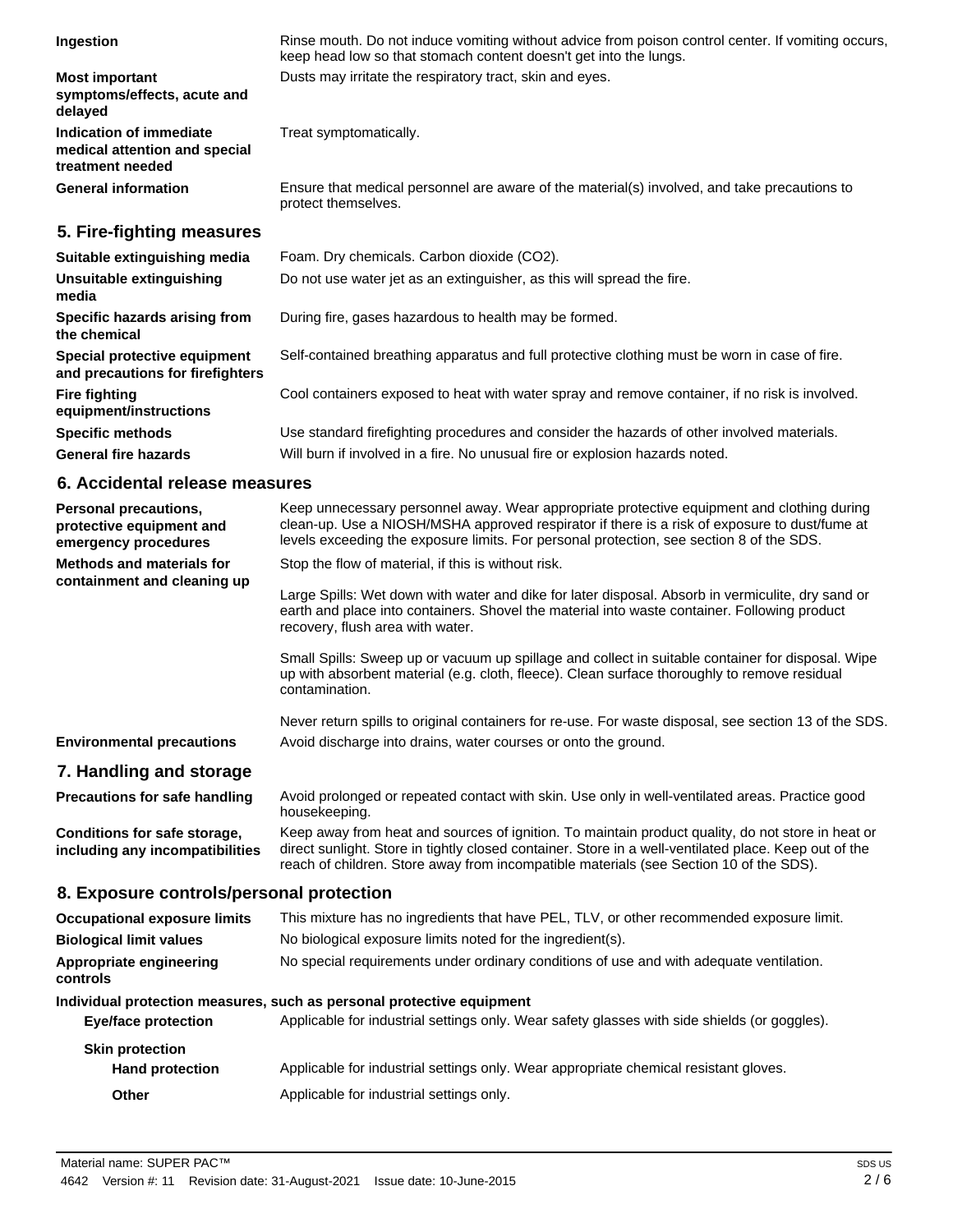| | |
|---|---|
| **Ingestion** | Rinse mouth. Do not induce vomiting without advice from poison control center. If vomiting occurs, keep head low so that stomach content doesn't get into the lungs. |
| **Most important symptoms/effects, acute and delayed** | Dusts may irritate the respiratory tract, skin and eyes. |
| **Indication of immediate medical attention and special treatment needed** | Treat symptomatically. |
| **General information** | Ensure that medical personnel are aware of the material(s) involved, and take precautions to protect themselves. |

## 5. Fire-fighting measures

| | |
|---|---|
| **Suitable extinguishing media** | Foam. Dry chemicals. Carbon dioxide ($CO_2$). |
| **Unsuitable extinguishing media** | Do not use water jet as an extinguisher, as this will spread the fire. |
| **Specific hazards arising from the chemical** | During fire, gases hazardous to health may be formed. |
| **Special protective equipment and precautions for firefighters** | Self-contained breathing apparatus and full protective clothing must be worn in case of fire. |
| **Fire fighting equipment/instructions** | Cool containers exposed to heat with water spray and remove container, if no risk is involved. |
| **Specific methods** | Use standard firefighting procedures and consider the hazards of other involved materials. |
| **General fire hazards** | Will burn if involved in a fire. No unusual fire or explosion hazards noted. |

## 6. Accidental release measures

**Personal precautions, protective equipment and emergency procedures**
Keep unnecessary personnel away. Wear appropriate protective equipment and clothing during clean-up. Use a NIOSH/MSHA approved respirator if there is a risk of exposure to dust/fume at levels exceeding the exposure limits. For personal protection, see section 8 of the SDS.

**Methods and materials for containment and cleaning up**
Stop the flow of material, if this is without risk.

Large Spills: Wet down with water and dike for later disposal. Absorb in vermiculite, dry sand or earth and place into containers. Shovel the material into waste container. Following product recovery, flush area with water.

Small Spills: Sweep up or vacuum up spillage and collect in suitable container for disposal. Wipe up with absorbent material (e.g. cloth, fleece). Clean surface thoroughly to remove residual contamination.

Never return spills to original containers for re-use. For waste disposal, see section 13 of the SDS.

**Environmental precautions**
Avoid discharge into drains, water courses or onto the ground.

## 7. Handling and storage

| | |
|---|---|
| **Precautions for safe handling** | Avoid prolonged or repeated contact with skin. Use only in well-ventilated areas. Practice good housekeeping. |
| **Conditions for safe storage, including any incompatibilities** | Keep away from heat and sources of ignition. To maintain product quality, do not store in heat or direct sunlight. Store in tightly closed container. Store in a well-ventilated place. Keep out of the reach of children. Store away from incompatible materials (see Section 10 of the SDS). |

## 8. Exposure controls/personal protection

| | |
|---|---|
| **Occupational exposure limits** | This mixture has no ingredients that have PEL, TLV, or other recommended exposure limit. |
| **Biological limit values** | No biological exposure limits noted for the ingredient(s). |
| **Appropriate engineering controls** | No special requirements under ordinary conditions of use and with adequate ventilation. |

**Individual protection measures, such as personal protective equipment**

| | |
|---|---|
| **Eye/face protection** | Applicable for industrial settings only. Wear safety glasses with side shields (or goggles). |
| **Skin protection** | |
| **Hand protection** | Applicable for industrial settings only. Wear appropriate chemical resistant gloves. |
| **Other** | Applicable for industrial settings only. |

Material name: SUPER PAC™
4642 Version #: 11 Revision date: 31-August-2021 Issue date: 10-June-2015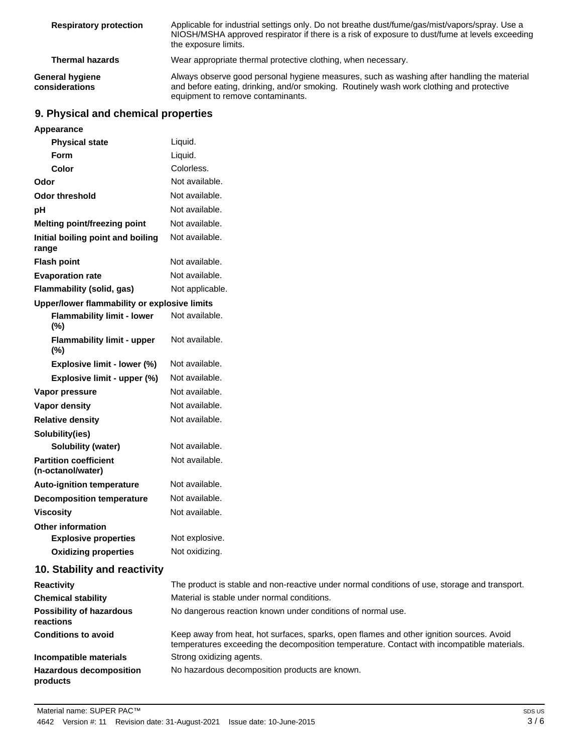| | |
|---|---|
| **Respiratory protection** | Applicable for industrial settings only. Do not breathe dust/fume/gas/mist/vapors/spray. Use a NIOSH/MSHA approved respirator if there is a risk of exposure to dust/fume at levels exceeding the exposure limits. |
| **Thermal hazards** | Wear appropriate thermal protective clothing, when necessary. |
| **General hygiene considerations** | Always observe good personal hygiene measures, such as washing after handling the material and before eating, drinking, and/or smoking. Routinely wash work clothing and protective equipment to remove contaminants. |

## 9. Physical and chemical properties

| | |
|---|---|
| **Appearance** | |
| **Physical state** | Liquid. |
| **Form** | Liquid. |
| **Color** | Colorless. |
| **Odor** | Not available. |
| **Odor threshold** | Not available. |
| **pH** | Not available. |
| **Melting point/freezing point** | Not available. |
| **Initial boiling point and boiling range** | Not available. |
| **Flash point** | Not available. |
| **Evaporation rate** | Not available. |
| **Flammability (solid, gas)** | Not applicable. |
| **Upper/lower flammability or explosive limits** | |
| **Flammability limit - lower (%)** | Not available. |
| **Flammability limit - upper (%)** | Not available. |
| **Explosive limit - lower (%)** | Not available. |
| **Explosive limit - upper (%)** | Not available. |
| **Vapor pressure** | Not available. |
| **Vapor density** | Not available. |
| **Relative density** | Not available. |
| **Solubility(ies)** | |
| **Solubility (water)** | Not available. |
| **Partition coefficient (n-octanol/water)** | Not available. |
| **Auto-ignition temperature** | Not available. |
| **Decomposition temperature** | Not available. |
| **Viscosity** | Not available. |
| **Other information** | |
| **Explosive properties** | Not explosive. |
| **Oxidizing properties** | Not oxidizing. |

## 10. Stability and reactivity

| | |
|---|---|
| **Reactivity** | The product is stable and non-reactive under normal conditions of use, storage and transport. |
| **Chemical stability** | Material is stable under normal conditions. |
| **Possibility of hazardous reactions** | No dangerous reaction known under conditions of normal use. |
| **Conditions to avoid** | Keep away from heat, hot surfaces, sparks, open flames and other ignition sources. Avoid temperatures exceeding the decomposition temperature. Contact with incompatible materials. |
| **Incompatible materials** | Strong oxidizing agents. |
| **Hazardous decomposition products** | No hazardous decomposition products are known. |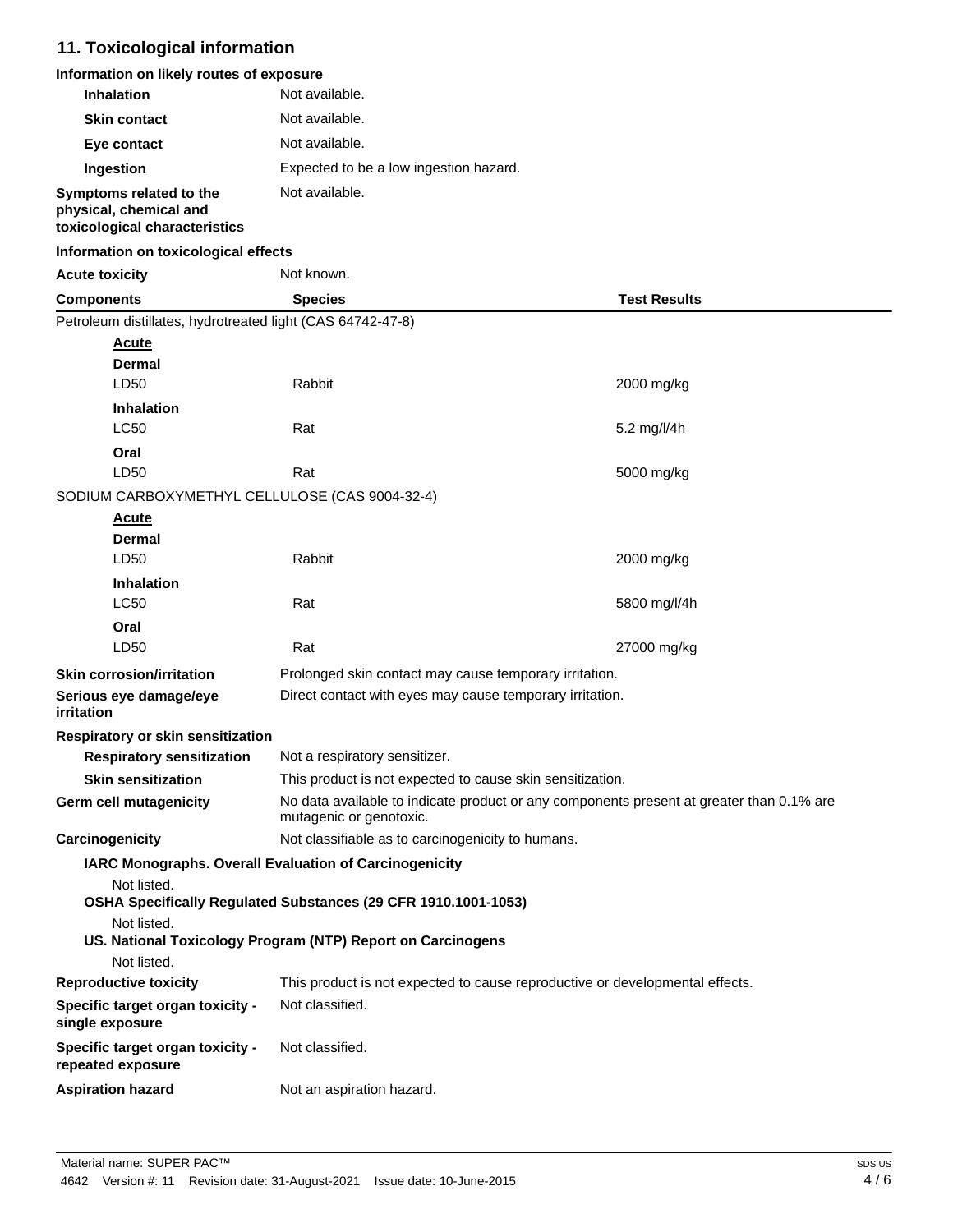## 11. Toxicological information

**Information on likely routes of exposure**

**Inhalation** Not available.

**Skin contact** Not available.

**Eye contact** Not available.

**Ingestion** Expected to be a low ingestion hazard.

**Symptoms related to the physical, chemical and toxicological characteristics** Not available.

**Information on toxicological effects**

**Acute toxicity** Not known.

| Components | Species | Test Results |
|---|---|---|
| Petroleum distillates, hydrotreated light (CAS 64742-47-8) | | |
| **Acute** | | |
| **Dermal** | | |
| LD50 | Rabbit | 2000 mg/kg |
| **Inhalation** | | |
| LC50 | Rat | 5.2 mg/l/4h |
| **Oral** | | |
| LD50 | Rat | 5000 mg/kg |
| SODIUM CARBOXYMETHYL CELLULOSE (CAS 9004-32-4) | | |
| **Acute** | | |
| **Dermal** | | |
| LD50 | Rabbit | 2000 mg/kg |
| **Inhalation** | | |
| LC50 | Rat | 5800 mg/l/4h |
| **Oral** | | |
| LD50 | Rat | 27000 mg/kg |

**Skin corrosion/irritation** Prolonged skin contact may cause temporary irritation.

**Serious eye damage/eye irritation** Direct contact with eyes may cause temporary irritation.

**Respiratory or skin sensitization**

**Respiratory sensitization** Not a respiratory sensitizer.

**Skin sensitization** This product is not expected to cause skin sensitization.

**Germ cell mutagenicity** No data available to indicate product or any components present at greater than 0.1% are mutagenic or genotoxic.

**Carcinogenicity** Not classifiable as to carcinogenicity to humans.

**IARC Monographs. Overall Evaluation of Carcinogenicity**

Not listed.

**OSHA Specifically Regulated Substances (29 CFR 1910.1001-1053)**

Not listed.

**US. National Toxicology Program (NTP) Report on Carcinogens**

Not listed.

**Reproductive toxicity** This product is not expected to cause reproductive or developmental effects.

**Specific target organ toxicity - single exposure** Not classified.

**Specific target organ toxicity - repeated exposure** Not classified.

**Aspiration hazard** Not an aspiration hazard.

Material name: SUPER PAC™

4642 Version #: 11 Revision date: 31-August-2021 Issue date: 10-June-2015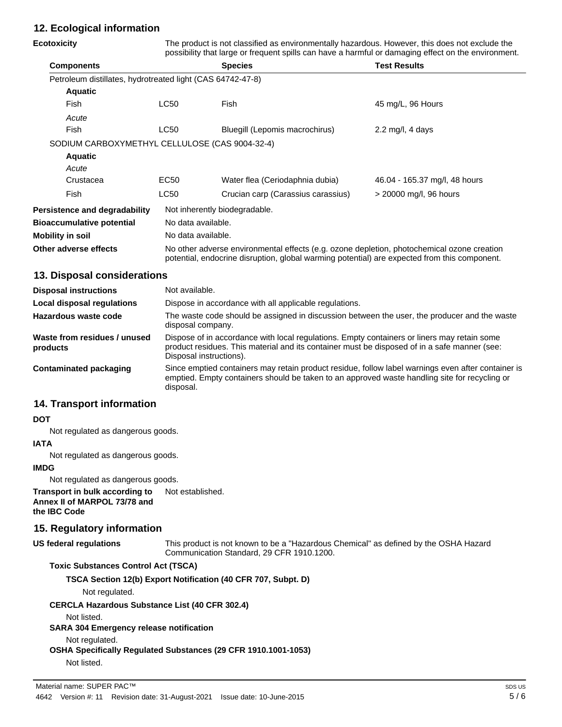## 12. Ecological information

**Ecotoxicity** The product is not classified as environmentally hazardous. However, this does not exclude the possibility that large or frequent spills can have a harmful or damaging effect on the environment.

| Components | | Species | Test Results |
|---|---|---|---|
| Petroleum distillates, hydrotreated light (CAS 64742-47-8) | | | |
| **Aquatic** | | | |
| Fish | LC50 | Fish | 45 mg/L, 96 Hours |
| *Acute* | | | |
| Fish | LC50 | Bluegill (Lepomis macrochirus) | 2.2 mg/l, 4 days |
| SODIUM CARBOXYMETHYL CELLULOSE (CAS 9004-32-4) | | | |
| **Aquatic** | | | |
| *Acute* | | | |
| Crustacea | EC50 | Water flea (Ceriodaphnia dubia) | 46.04 - 165.37 mg/l, 48 hours |
| Fish | LC50 | Crucian carp (Carassius carassius) | > 20000 mg/l, 96 hours |

**Persistence and degradability** Not inherently biodegradable.

**Bioaccumulative potential** No data available.

**Mobility in soil** No data available.

**Other adverse effects** No other adverse environmental effects (e.g. ozone depletion, photochemical ozone creation potential, endocrine disruption, global warming potential) are expected from this component.

## 13. Disposal considerations

**Disposal instructions** Not available.

**Local disposal regulations** Dispose in accordance with all applicable regulations.

**Hazardous waste code** The waste code should be assigned in discussion between the user, the producer and the waste disposal company.

**Waste from residues / unused products** Dispose of in accordance with local regulations. Empty containers or liners may retain some product residues. This material and its container must be disposed of in a safe manner (see: Disposal instructions).

**Contaminated packaging** Since emptied containers may retain product residue, follow label warnings even after container is emptied. Empty containers should be taken to an approved waste handling site for recycling or disposal.

## 14. Transport information

**DOT**

Not regulated as dangerous goods.

**IATA**

Not regulated as dangerous goods.

**IMDG**

Not regulated as dangerous goods.

**Transport in bulk according to Annex II of MARPOL 73/78 and the IBC Code** Not established.

## 15. Regulatory information

**US federal regulations** This product is not known to be a "Hazardous Chemical" as defined by the OSHA Hazard Communication Standard, 29 CFR 1910.1200.

**Toxic Substances Control Act (TSCA)**

**TSCA Section 12(b) Export Notification (40 CFR 707, Subpt. D)**

Not regulated.

**CERCLA Hazardous Substance List (40 CFR 302.4)**

Not listed.

**SARA 304 Emergency release notification**

Not regulated.

**OSHA Specifically Regulated Substances (29 CFR 1910.1001-1053)**

Not listed.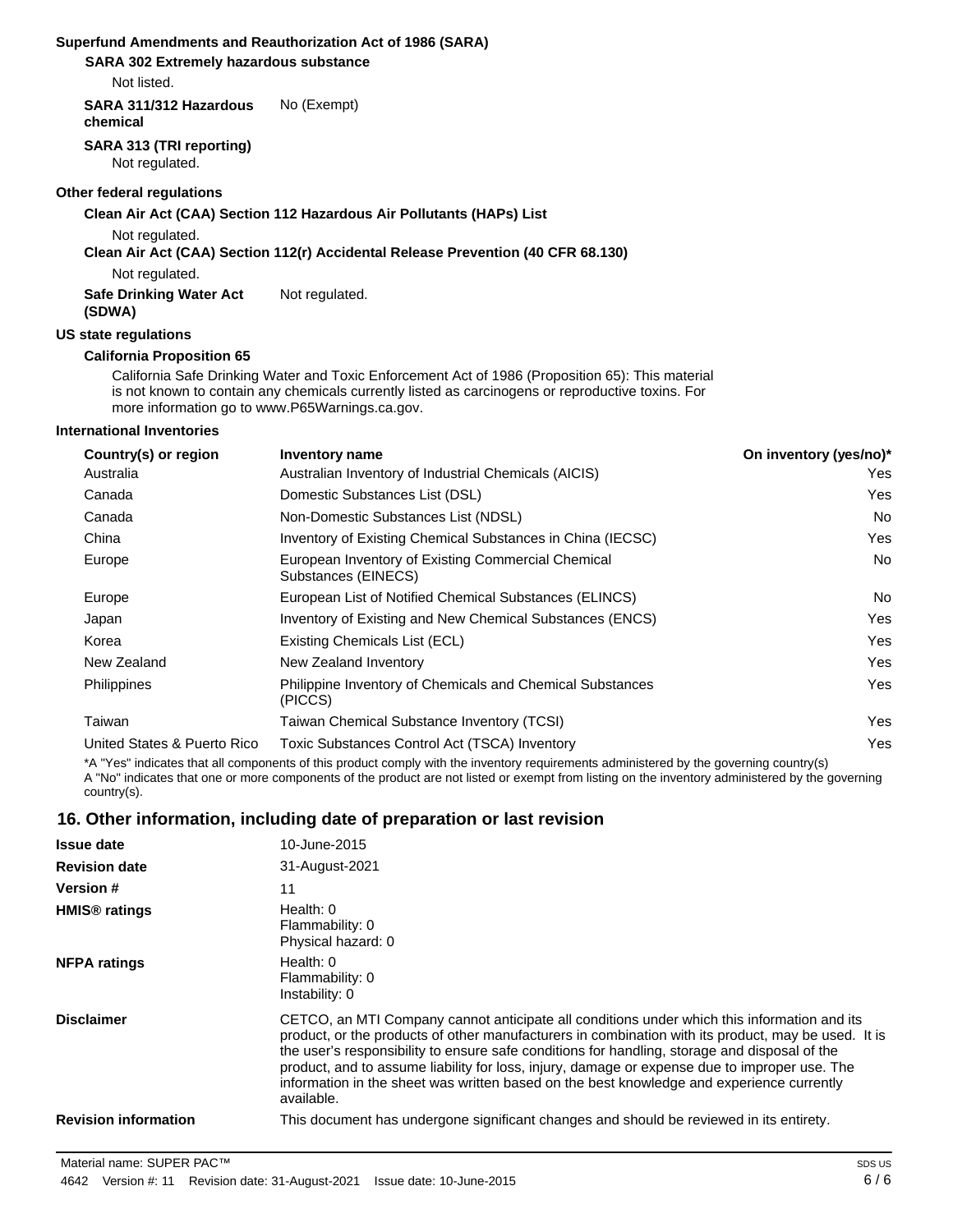**Superfund Amendments and Reauthorization Act of 1986 (SARA)**

**SARA 302 Extremely hazardous substance**

Not listed.

**SARA 311/312 Hazardous chemical** No (Exempt)

**SARA 313 (TRI reporting)**

Not regulated.

**Other federal regulations**

**Clean Air Act (CAA) Section 112 Hazardous Air Pollutants (HAPs) List**

Not regulated.

**Clean Air Act (CAA) Section 112(r) Accidental Release Prevention (40 CFR 68.130)**

Not regulated.

**Safe Drinking Water Act (SDWA)** Not regulated.

**US state regulations**

**California Proposition 65**

California Safe Drinking Water and Toxic Enforcement Act of 1986 (Proposition 65): This material is not known to contain any chemicals currently listed as carcinogens or reproductive toxins. For more information go to www.P65Warnings.ca.gov.

**International Inventories**

| Country(s) or region | Inventory name | On inventory (yes/no)* |
|---|---|---|
| Australia | Australian Inventory of Industrial Chemicals (AICIS) | Yes |
| Canada | Domestic Substances List (DSL) | Yes |
| Canada | Non-Domestic Substances List (NDSL) | No |
| China | Inventory of Existing Chemical Substances in China (IECSC) | Yes |
| Europe | European Inventory of Existing Commercial Chemical Substances (EINECS) | No |
| Europe | European List of Notified Chemical Substances (ELINCS) | No |
| Japan | Inventory of Existing and New Chemical Substances (ENCS) | Yes |
| Korea | Existing Chemicals List (ECL) | Yes |
| New Zealand | New Zealand Inventory | Yes |
| Philippines | Philippine Inventory of Chemicals and Chemical Substances (PICCS) | Yes |
| Taiwan | Taiwan Chemical Substance Inventory (TCSI) | Yes |
| United States & Puerto Rico | Toxic Substances Control Act (TSCA) Inventory | Yes |

*A "Yes" indicates that all components of this product comply with the inventory requirements administered by the governing country(s)
A "No" indicates that one or more components of the product are not listed or exempt from listing on the inventory administered by the governing country(s).

## 16. Other information, including date of preparation or last revision

**Issue date** 10-June-2015

**Revision date** 31-August-2021

**Version #** 11

**HMIS® ratings**
Health: 0
Flammability: 0
Physical hazard: 0

**NFPA ratings**
Health: 0
Flammability: 0
Instability: 0

**Disclaimer** CETCO, an MTI Company cannot anticipate all conditions under which this information and its product, or the products of other manufacturers in combination with its product, may be used. It is the user's responsibility to ensure safe conditions for handling, storage and disposal of the product, and to assume liability for loss, injury, damage or expense due to improper use. The information in the sheet was written based on the best knowledge and experience currently available.

**Revision information** This document has undergone significant changes and should be reviewed in its entirety.